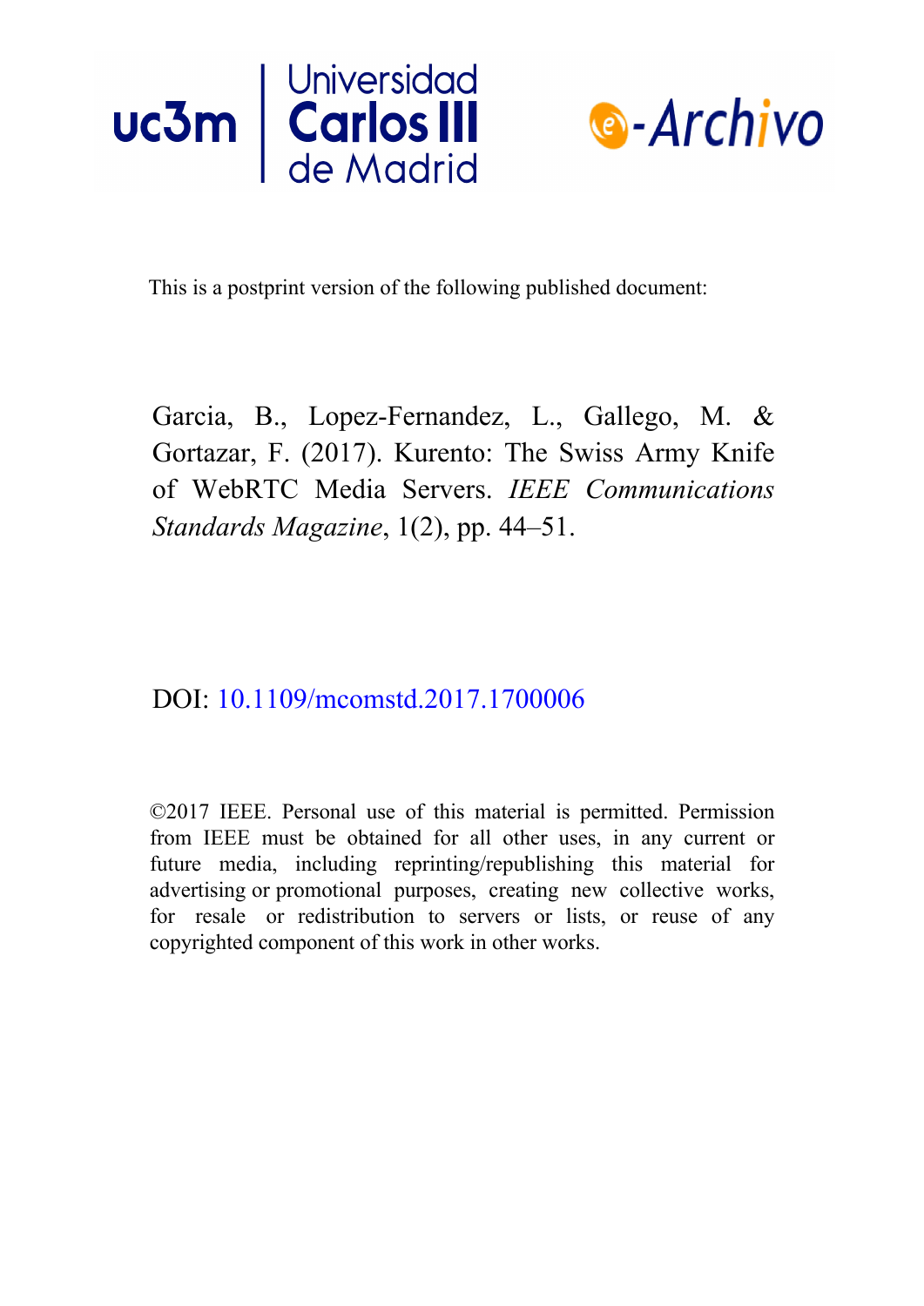This is a postprint version of the following published document:

Garcia, B., Lopez-Fernandez, L., Gallego, M. & Gortazar, F. (2017). Kurento: The Swiss Army Knife of WebRTC Media Servers. *IEEE Communications Standards Magazine*, 1(2), pp. 44–51.

DOI: 10.1109/mcomstd.2017.1700006

©2017 IEEE. Personal use of this material is permitted. Permission from IEEE must be obtained for all other uses, in any current or future media, including reprinting/republishing this material for advertising or promotional purposes, creating new collective works, for resale or redistribution to servers or lists, or reuse of any copyrighted component of this work in other works.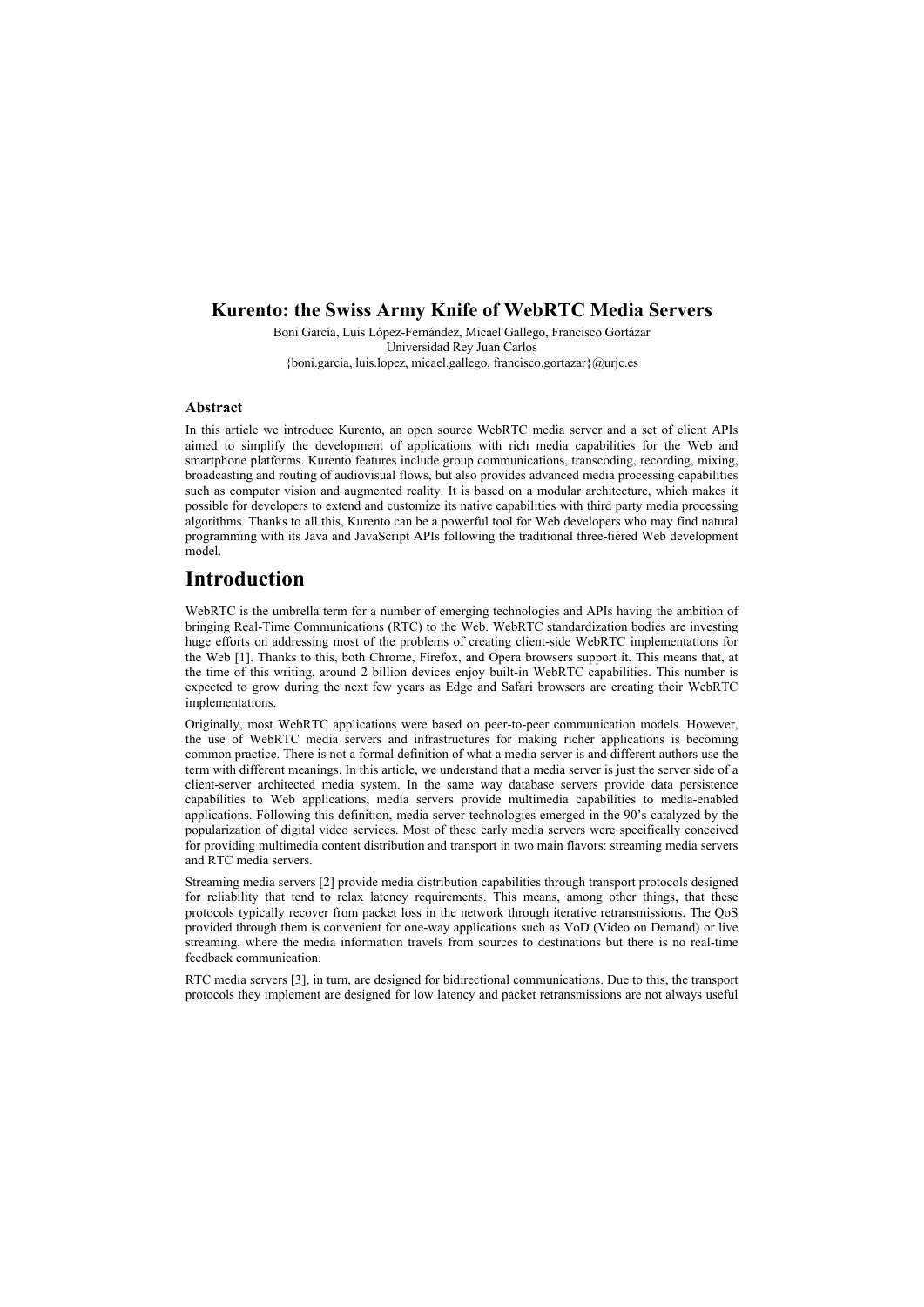# Kurento: the Swiss Army Knife of WebRTC Media Servers

Boni García, Luis López-Fernández, Micael Gallego, Francisco Gortázar

Universidad Rey Juan Carlos

{boni.garcia, luis.lopez, micael.gallego, francisco.gortazar}@urjc.es

### Abstract

In this article we introduce Kurento, an open source WebRTC media server and a set of client APIs aimed to simplify the development of applications with rich media capabilities for the Web and smartphone platforms. Kurento features include group communications, transcoding, recording, mixing, broadcasting and routing of audiovisual flows, but also provides advanced media processing capabilities such as computer vision and augmented reality. It is based on a modular architecture, which makes it possible for developers to extend and customize its native capabilities with third party media processing algorithms. Thanks to all this, Kurento can be a powerful tool for Web developers who may find natural programming with its Java and JavaScript APIs following the traditional three-tiered Web development model.

## Introduction

WebRTC is the umbrella term for a number of emerging technologies and APIs having the ambition of bringing Real-Time Communications (RTC) to the Web. WebRTC standardization bodies are investing huge efforts on addressing most of the problems of creating client-side WebRTC implementations for the Web [1]. Thanks to this, both Chrome, Firefox, and Opera browsers support it. This means that, at the time of this writing, around 2 billion devices enjoy built-in WebRTC capabilities. This number is expected to grow during the next few years as Edge and Safari browsers are creating their WebRTC implementations.

Originally, most WebRTC applications were based on peer-to-peer communication models. However, the use of WebRTC media servers and infrastructures for making richer applications is becoming common practice. There is not a formal definition of what a media server is and different authors use the term with different meanings. In this article, we understand that a media server is just the server side of a client-server architected media system. In the same way database servers provide data persistence capabilities to Web applications, media servers provide multimedia capabilities to media-enabled applications. Following this definition, media server technologies emerged in the 90's catalyzed by the popularization of digital video services. Most of these early media servers were specifically conceived for providing multimedia content distribution and transport in two main flavors: streaming media servers and RTC media servers.

Streaming media servers [2] provide media distribution capabilities through transport protocols designed for reliability that tend to relax latency requirements. This means, among other things, that these protocols typically recover from packet loss in the network through iterative retransmissions. The QoS provided through them is convenient for one-way applications such as VoD (Video on Demand) or live streaming, where the media information travels from sources to destinations but there is no real-time feedback communication.

RTC media servers [3], in turn, are designed for bidirectional communications. Due to this, the transport protocols they implement are designed for low latency and packet retransmissions are not always useful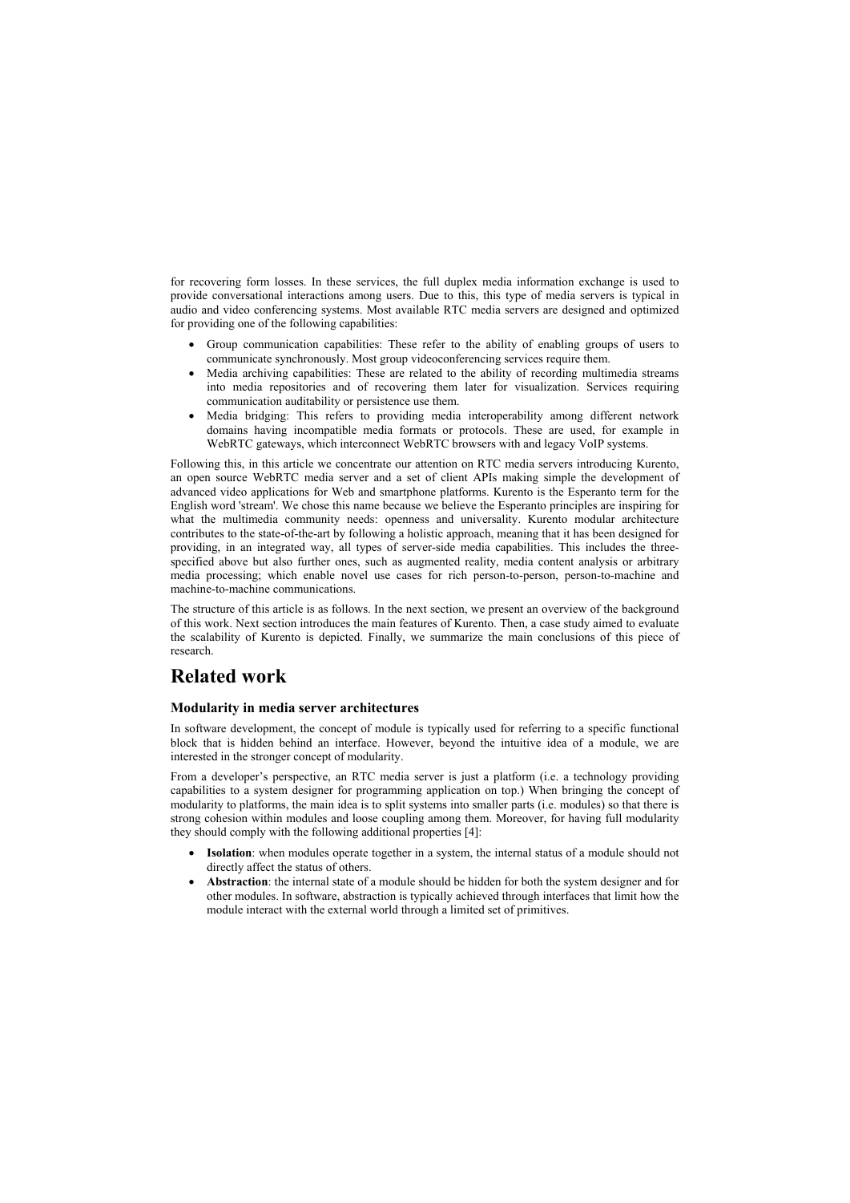for recovering form losses. In these services, the full duplex media information exchange is used to provide conversational interactions among users. Due to this, this type of media servers is typical in audio and video conferencing systems. Most available RTC media servers are designed and optimized for providing one of the following capabilities:

- Group communication capabilities: These refer to the ability of enabling groups of users to communicate synchronously. Most group videoconferencing services require them.
- Media archiving capabilities: These are related to the ability of recording multimedia streams into media repositories and of recovering them later for visualization. Services requiring communication auditability or persistence use them.
- Media bridging: This refers to providing media interoperability among different network domains having incompatible media formats or protocols. These are used, for example in WebRTC gateways, which interconnect WebRTC browsers with and legacy VoIP systems.

Following this, in this article we concentrate our attention on RTC media servers introducing Kurento, an open source WebRTC media server and a set of client APIs making simple the development of advanced video applications for Web and smartphone platforms. Kurento is the Esperanto term for the English word 'stream'. We chose this name because we believe the Esperanto principles are inspiring for what the multimedia community needs: openness and universality. Kurento modular architecture contributes to the state-of-the-art by following a holistic approach, meaning that it has been designed for providing, in an integrated way, all types of server-side media capabilities. This includes the three-specified above but also further ones, such as augmented reality, media content analysis or arbitrary media processing; which enable novel use cases for rich person-to-person, person-to-machine and machine-to-machine communications.

The structure of this article is as follows. In the next section, we present an overview of the background of this work. Next section introduces the main features of Kurento. Then, a case study aimed to evaluate the scalability of Kurento is depicted. Finally, we summarize the main conclusions of this piece of research.

# Related work

### Modularity in media server architectures

In software development, the concept of module is typically used for referring to a specific functional block that is hidden behind an interface. However, beyond the intuitive idea of a module, we are interested in the stronger concept of modularity.

From a developer's perspective, an RTC media server is just a platform (i.e. a technology providing capabilities to a system designer for programming application on top.) When bringing the concept of modularity to platforms, the main idea is to split systems into smaller parts (i.e. modules) so that there is strong cohesion within modules and loose coupling among them. Moreover, for having full modularity they should comply with the following additional properties [4]:

- **Isolation**: when modules operate together in a system, the internal status of a module should not directly affect the status of others.
- **Abstraction**: the internal state of a module should be hidden for both the system designer and for other modules. In software, abstraction is typically achieved through interfaces that limit how the module interact with the external world through a limited set of primitives.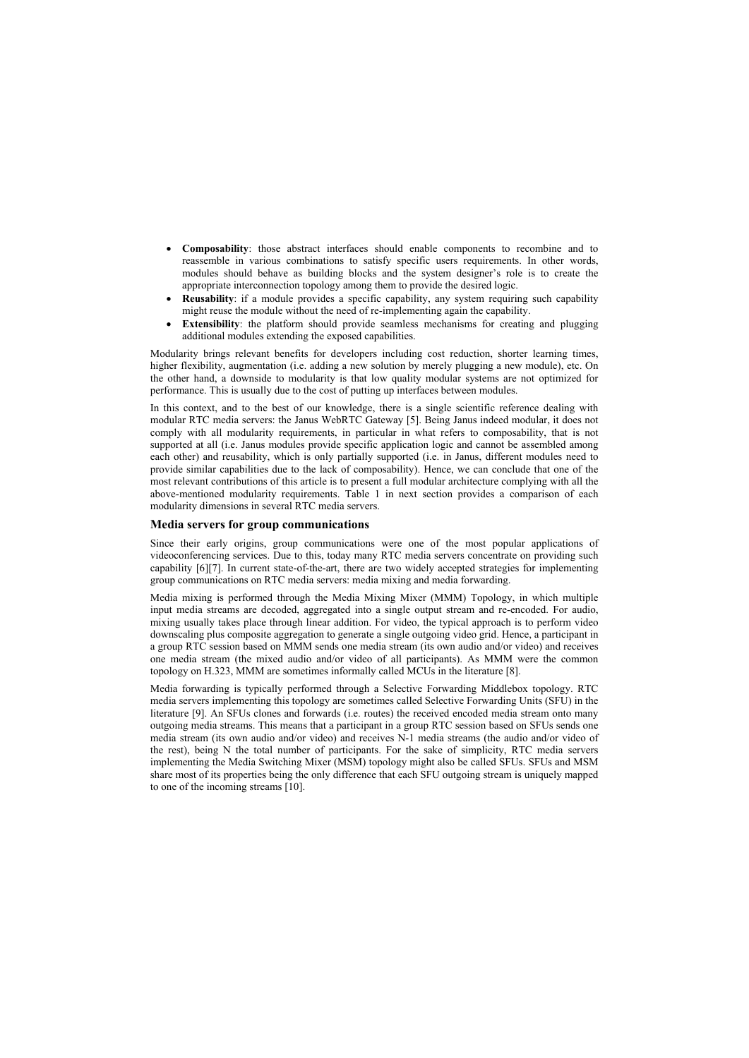- **Composability**: those abstract interfaces should enable components to recombine and to reassemble in various combinations to satisfy specific users requirements. In other words, modules should behave as building blocks and the system designer's role is to create the appropriate interconnection topology among them to provide the desired logic.
- **Reusability**: if a module provides a specific capability, any system requiring such capability might reuse the module without the need of re-implementing again the capability.
- **Extensibility**: the platform should provide seamless mechanisms for creating and plugging additional modules extending the exposed capabilities.

Modularity brings relevant benefits for developers including cost reduction, shorter learning times, higher flexibility, augmentation (i.e. adding a new solution by merely plugging a new module), etc. On the other hand, a downside to modularity is that low quality modular systems are not optimized for performance. This is usually due to the cost of putting up interfaces between modules.

In this context, and to the best of our knowledge, there is a single scientific reference dealing with modular RTC media servers: the Janus WebRTC Gateway [5]. Being Janus indeed modular, it does not comply with all modularity requirements, in particular in what refers to composability, that is not supported at all (i.e. Janus modules provide specific application logic and cannot be assembled among each other) and reusability, which is only partially supported (i.e. in Janus, different modules need to provide similar capabilities due to the lack of composability). Hence, we can conclude that one of the most relevant contributions of this article is to present a full modular architecture complying with all the above-mentioned modularity requirements. Table 1 in next section provides a comparison of each modularity dimensions in several RTC media servers.

### Media servers for group communications

Since their early origins, group communications were one of the most popular applications of videoconferencing services. Due to this, today many RTC media servers concentrate on providing such capability [6][7]. In current state-of-the-art, there are two widely accepted strategies for implementing group communications on RTC media servers: media mixing and media forwarding.

Media mixing is performed through the Media Mixing Mixer (MMM) Topology, in which multiple input media streams are decoded, aggregated into a single output stream and re-encoded. For audio, mixing usually takes place through linear addition. For video, the typical approach is to perform video downscaling plus composite aggregation to generate a single outgoing video grid. Hence, a participant in a group RTC session based on MMM sends one media stream (its own audio and/or video) and receives one media stream (the mixed audio and/or video of all participants). As MMM were the common topology on H.323, MMM are sometimes informally called MCUs in the literature [8].

Media forwarding is typically performed through a Selective Forwarding Middlebox topology. RTC media servers implementing this topology are sometimes called Selective Forwarding Units (SFU) in the literature [9]. An SFUs clones and forwards (i.e. routes) the received encoded media stream onto many outgoing media streams. This means that a participant in a group RTC session based on SFUs sends one media stream (its own audio and/or video) and receives N-1 media streams (the audio and/or video of the rest), being N the total number of participants. For the sake of simplicity, RTC media servers implementing the Media Switching Mixer (MSM) topology might also be called SFUs. SFUs and MSM share most of its properties being the only difference that each SFU outgoing stream is uniquely mapped to one of the incoming streams [10].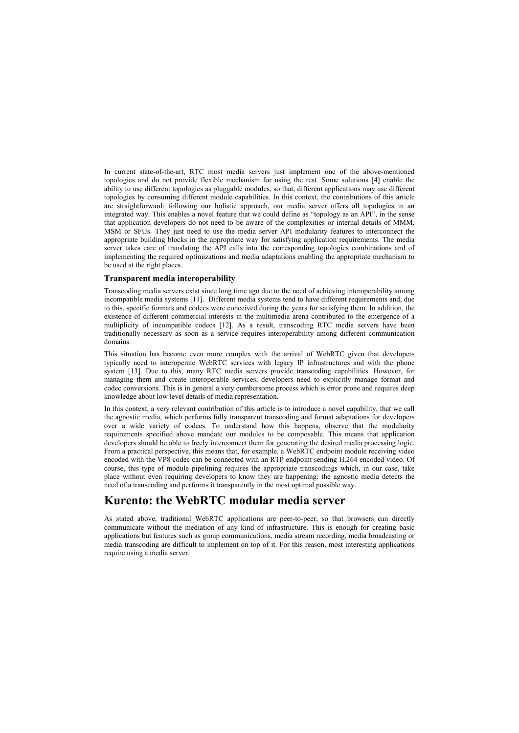In current state-of-the-art, RTC most media servers just implement one of the above-mentioned topologies and do not provide flexible mechanism for using the rest. Some solutions [4] enable the ability to use different topologies as pluggable modules, so that, different applications may use different topologies by consuming different module capabilities. In this context, the contributions of this article are straightforward: following our holistic approach, our media server offers all topologies in an integrated way. This enables a novel feature that we could define as "topology as an API", in the sense that application developers do not need to be aware of the complexities or internal details of MMM, MSM or SFUs. They just need to use the media server API modularity features to interconnect the appropriate building blocks in the appropriate way for satisfying application requirements. The media server takes care of translating the API calls into the corresponding topologies combinations and of implementing the required optimizations and media adaptations enabling the appropriate mechanism to be used at the right places.

### Transparent media interoperability

Transcoding media servers exist since long time ago due to the need of achieving interoperability among incompatible media systems [11]. Different media systems tend to have different requirements and, due to this, specific formats and codecs were conceived during the years for satisfying them. In addition, the existence of different commercial interests in the multimedia arena contributed to the emergence of a multiplicity of incompatible codecs [12]. As a result, transcoding RTC media servers have been traditionally necessary as soon as a service requires interoperability among different communication domains.

This situation has become even more complex with the arrival of WebRTC given that developers typically need to interoperate WebRTC services with legacy IP infrastructures and with the phone system [13]. Due to this, many RTC media servers provide transcoding capabilities. However, for managing them and create interoperable services, developers need to explicitly manage format and codec conversions. This is in general a very cumbersome process which is error prone and requires deep knowledge about low level details of media representation.

In this context, a very relevant contribution of this article is to introduce a novel capability, that we call the agnostic media, which performs fully transparent transcoding and format adaptations for developers over a wide variety of codecs. To understand how this happens, observe that the modularity requirements specified above mandate our modules to be composable. This means that application developers should be able to freely interconnect them for generating the desired media processing logic. From a practical perspective, this means that, for example, a WebRTC endpoint module receiving video encoded with the VP8 codec can be connected with an RTP endpoint sending H.264 encoded video. Of course, this type of module pipelining requires the appropriate transcodings which, in our case, take place without even requiring developers to know they are happening: the agnostic media detects the need of a transcoding and performs it transparently in the most optimal possible way.

## Kurento: the WebRTC modular media server

As stated above, traditional WebRTC applications are peer-to-peer, so that browsers can directly communicate without the mediation of any kind of infrastructure. This is enough for creating basic applications but features such as group communications, media stream recording, media broadcasting or media transcoding are difficult to implement on top of it. For this reason, most interesting applications require using a media server.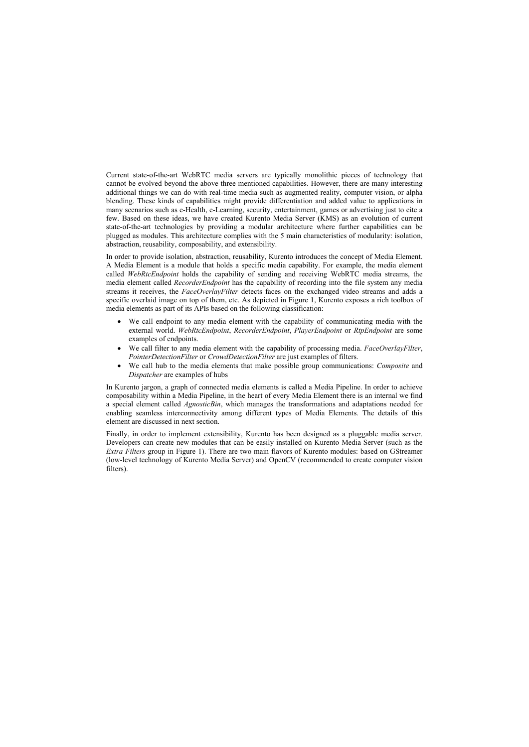Current state-of-the-art WebRTC media servers are typically monolithic pieces of technology that cannot be evolved beyond the above three mentioned capabilities. However, there are many interesting additional things we can do with real-time media such as augmented reality, computer vision, or alpha blending. These kinds of capabilities might provide differentiation and added value to applications in many scenarios such as e-Health, e-Learning, security, entertainment, games or advertising just to cite a few. Based on these ideas, we have created Kurento Media Server (KMS) as an evolution of current state-of-the-art technologies by providing a modular architecture where further capabilities can be plugged as modules. This architecture complies with the 5 main characteristics of modularity: isolation, abstraction, reusability, composability, and extensibility.

In order to provide isolation, abstraction, reusability, Kurento introduces the concept of Media Element. A Media Element is a module that holds a specific media capability. For example, the media element called *WebRtcEndpoint* holds the capability of sending and receiving WebRTC media streams, the media element called *RecorderEndpoint* has the capability of recording into the file system any media streams it receives, the *FaceOverlayFilter* detects faces on the exchanged video streams and adds a specific overlaid image on top of them, etc. As depicted in Figure 1, Kurento exposes a rich toolbox of media elements as part of its APIs based on the following classification:

- We call endpoint to any media element with the capability of communicating media with the external world. *WebRtcEndpoint*, *RecorderEndpoint*, *PlayerEndpoint* or *RtpEndpoint* are some examples of endpoints.
- We call filter to any media element with the capability of processing media. *FaceOverlayFilter*, *PointerDetectionFilter* or *CrowdDetectionFilter* are just examples of filters.
- We call hub to the media elements that make possible group communications: *Composite* and *Dispatcher* are examples of hubs

In Kurento jargon, a graph of connected media elements is called a Media Pipeline. In order to achieve composability within a Media Pipeline, in the heart of every Media Element there is an internal we find a special element called *AgnosticBin*, which manages the transformations and adaptations needed for enabling seamless interconnectivity among different types of Media Elements. The details of this element are discussed in next section.

Finally, in order to implement extensibility, Kurento has been designed as a pluggable media server. Developers can create new modules that can be easily installed on Kurento Media Server (such as the *Extra Filters* group in Figure 1). There are two main flavors of Kurento modules: based on GStreamer (low-level technology of Kurento Media Server) and OpenCV (recommended to create computer vision filters).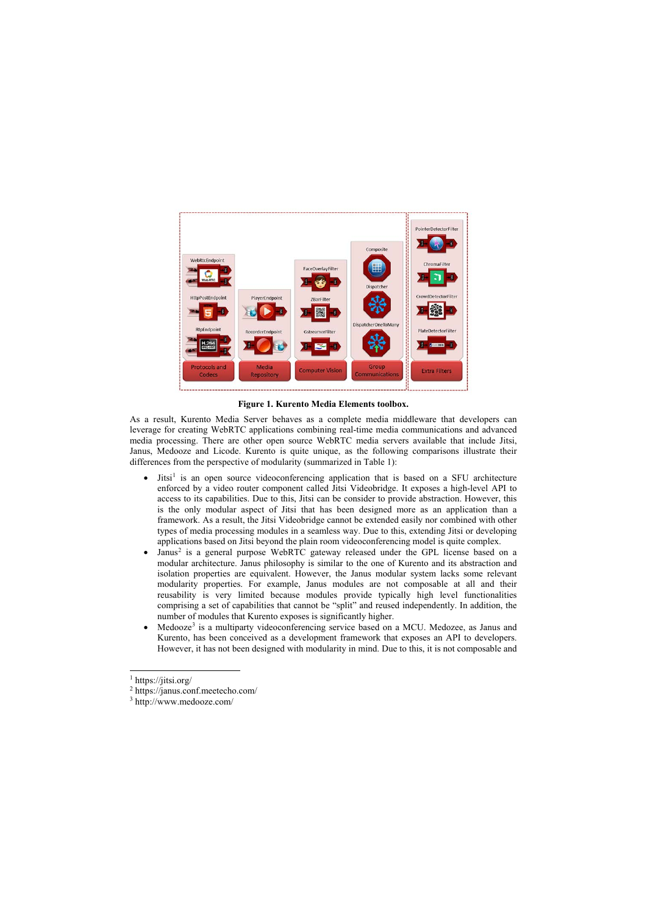**Figure 1. Kurento Media Elements toolbox.**

As a result, Kurento Media Server behaves as a complete media middleware that developers can leverage for creating WebRTC applications combining real-time media communications and advanced media processing. There are other open source WebRTC media servers available that include Jitsi, Janus, Medooze and Licode. Kurento is quite unique, as the following comparisons illustrate their differences from the perspective of modularity (summarized in Table 1):

- Jitsi[1] is an open source videoconferencing application that is based on a SFU architecture enforced by a video router component called Jitsi Videobridge. It exposes a high-level API to access to its capabilities. Due to this, Jitsi can be consider to provide abstraction. However, this is the only modular aspect of Jitsi that has been designed more as an application than a framework. As a result, the Jitsi Videobridge cannot be extended easily nor combined with other types of media processing modules in a seamless way. Due to this, extending Jitsi or developing applications based on Jitsi beyond the plain room videoconferencing model is quite complex.
- Janus[2] is a general purpose WebRTC gateway released under the GPL license based on a modular architecture. Janus philosophy is similar to the one of Kurento and its abstraction and isolation properties are equivalent. However, the Janus modular system lacks some relevant modularity properties. For example, Janus modules are not composable at all and their reusability is very limited because modules provide typically high level functionalities comprising a set of capabilities that cannot be "split" and reused independently. In addition, the number of modules that Kurento exposes is significantly higher.
- Medooze[3] is a multiparty videoconferencing service based on a MCU. Medozee, as Janus and Kurento, has been conceived as a development framework that exposes an API to developers. However, it has not been designed with modularity in mind. Due to this, it is not composable and

[1] https://jitsi.org/
[2] https://janus.conf.meetecho.com/
[3] http://www.medooze.com/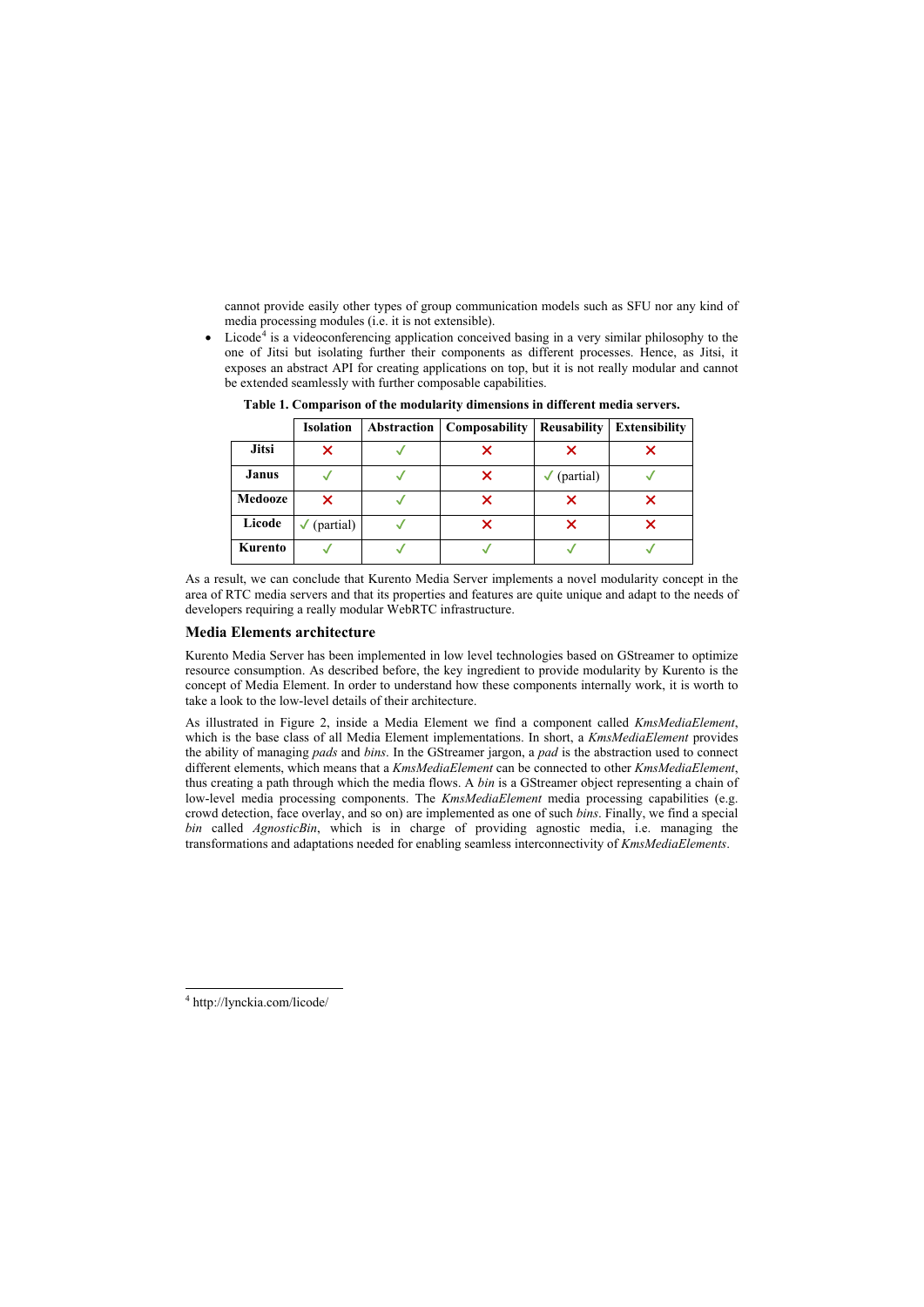cannot provide easily other types of group communication models such as SFU nor any kind of media processing modules (i.e. it is not extensible).

- Licode[4] is a videoconferencing application conceived basing in a very similar philosophy to the one of Jitsi but isolating further their components as different processes. Hence, as Jitsi, it exposes an abstract API for creating applications on top, but it is not really modular and cannot be extended seamlessly with further composable capabilities.

**Table 1. Comparison of the modularity dimensions in different media servers.**

| | Isolation | Abstraction | Composability | Reusability | Extensibility |
|---|---|---|---|---|---|
| **Jitsi** | ✗ | ✓ | ✗ | ✗ | ✗ |
| **Janus** | ✓ | ✓ | ✗ | ✓ (partial) | ✓ |
| **Medooze** | ✗ | ✓ | ✗ | ✗ | ✗ |
| **Licode** | ✓ (partial) | ✓ | ✗ | ✗ | ✗ |
| **Kurento** | ✓ | ✓ | ✓ | ✓ | ✓ |

As a result, we can conclude that Kurento Media Server implements a novel modularity concept in the area of RTC media servers and that its properties and features are quite unique and adapt to the needs of developers requiring a really modular WebRTC infrastructure.

## Media Elements architecture

Kurento Media Server has been implemented in low level technologies based on GStreamer to optimize resource consumption. As described before, the key ingredient to provide modularity by Kurento is the concept of Media Element. In order to understand how these components internally work, it is worth to take a look to the low-level details of their architecture.

As illustrated in Figure 2, inside a Media Element we find a component called *KmsMediaElement*, which is the base class of all Media Element implementations. In short, a *KmsMediaElement* provides the ability of managing *pads* and *bins*. In the GStreamer jargon, a *pad* is the abstraction used to connect different elements, which means that a *KmsMediaElement* can be connected to other *KmsMediaElement*, thus creating a path through which the media flows. A *bin* is a GStreamer object representing a chain of low-level media processing components. The *KmsMediaElement* media processing capabilities (e.g. crowd detection, face overlay, and so on) are implemented as one of such *bins*. Finally, we find a special *bin* called *AgnosticBin*, which is in charge of providing agnostic media, i.e. managing the transformations and adaptations needed for enabling seamless interconnectivity of *KmsMediaElements*.

[4] http://lynckia.com/licode/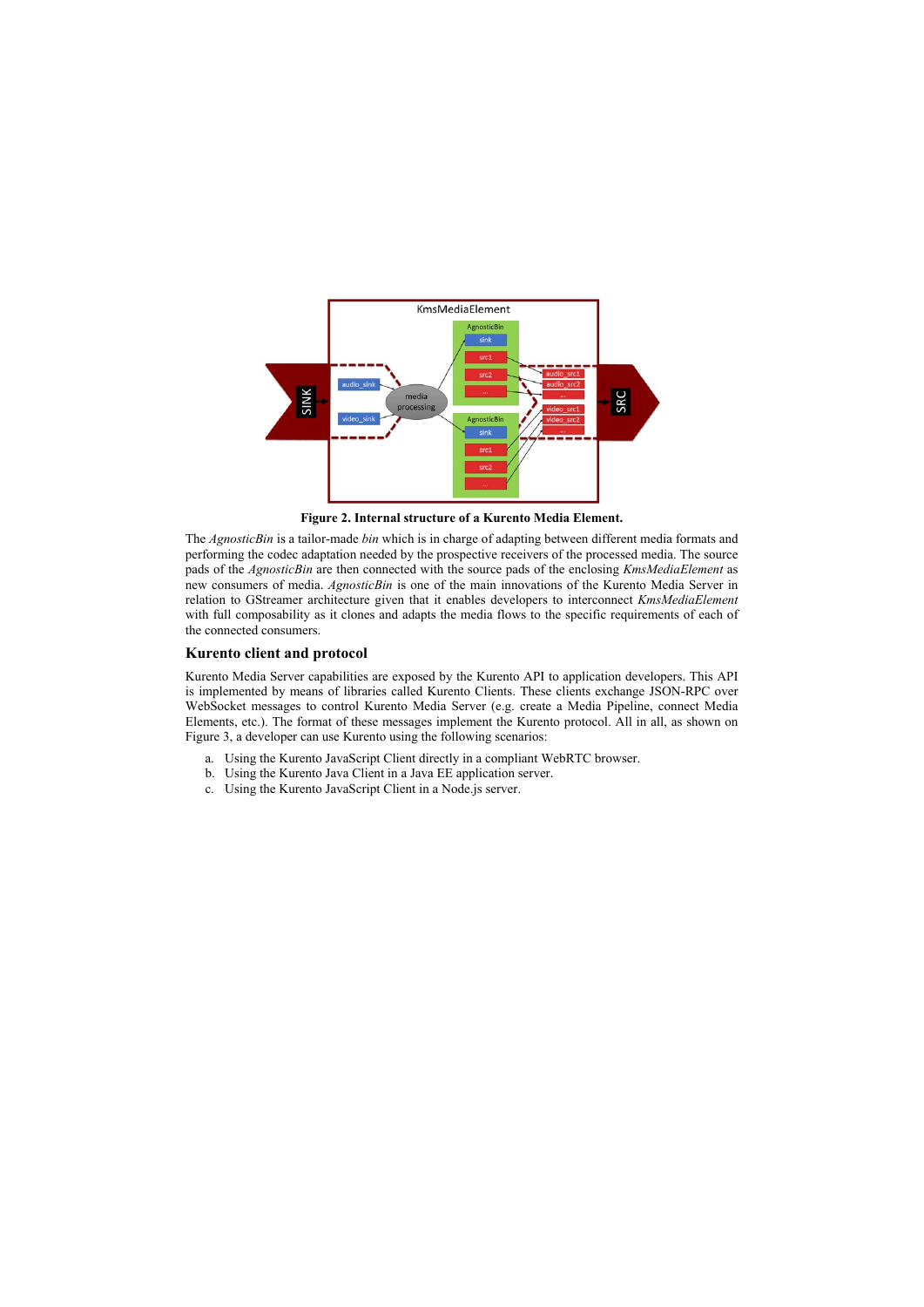**Figure 2. Internal structure of a Kurento Media Element.**

The *AgnosticBin* is a tailor-made *bin* which is in charge of adapting between different media formats and performing the codec adaptation needed by the prospective receivers of the processed media. The source pads of the *AgnosticBin* are then connected with the source pads of the enclosing *KmsMediaElement* as new consumers of media. *AgnosticBin* is one of the main innovations of the Kurento Media Server in relation to GStreamer architecture given that it enables developers to interconnect *KmsMediaElement* with full composability as it clones and adapts the media flows to the specific requirements of each of the connected consumers.

### Kurento client and protocol

Kurento Media Server capabilities are exposed by the Kurento API to application developers. This API is implemented by means of libraries called Kurento Clients. These clients exchange JSON-RPC over WebSocket messages to control Kurento Media Server (e.g. create a Media Pipeline, connect Media Elements, etc.). The format of these messages implement the Kurento protocol. All in all, as shown on Figure 3, a developer can use Kurento using the following scenarios:

a. Using the Kurento JavaScript Client directly in a compliant WebRTC browser.
b. Using the Kurento Java Client in a Java EE application server.
c. Using the Kurento JavaScript Client in a Node.js server.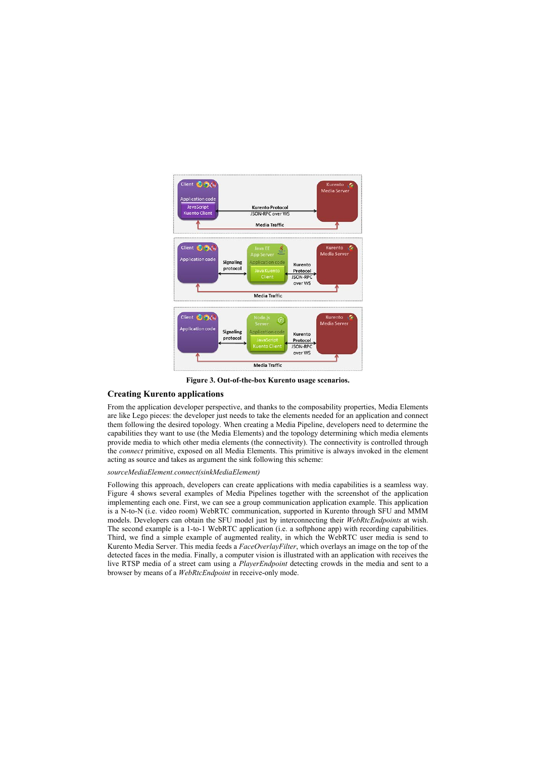Figure 3. Out-of-the-box Kurento usage scenarios.

### Creating Kurento applications

From the application developer perspective, and thanks to the composability properties, Media Elements are like Lego pieces: the developer just needs to take the elements needed for an application and connect them following the desired topology. When creating a Media Pipeline, developers need to determine the capabilities they want to use (the Media Elements) and the topology determining which media elements provide media to which other media elements (the connectivity). The connectivity is controlled through the *connect* primitive, exposed on all Media Elements. This primitive is always invoked in the element acting as source and takes as argument the sink following this scheme:

*sourceMediaElement.connect(sinkMediaElement)*

Following this approach, developers can create applications with media capabilities is a seamless way. Figure 4 shows several examples of Media Pipelines together with the screenshot of the application implementing each one. First, we can see a group communication application example. This application is a N-to-N (i.e. video room) WebRTC communication, supported in Kurento through SFU and MMM models. Developers can obtain the SFU model just by interconnecting their *WebRtcEndpoints* at wish. The second example is a 1-to-1 WebRTC application (i.e. a softphone app) with recording capabilities. Third, we find a simple example of augmented reality, in which the WebRTC user media is send to Kurento Media Server. This media feeds a *FaceOverlayFilter*, which overlays an image on the top of the detected faces in the media. Finally, a computer vision is illustrated with an application with receives the live RTSP media of a street cam using a *PlayerEndpoint* detecting crowds in the media and sent to a browser by means of a *WebRtcEndpoint* in receive-only mode.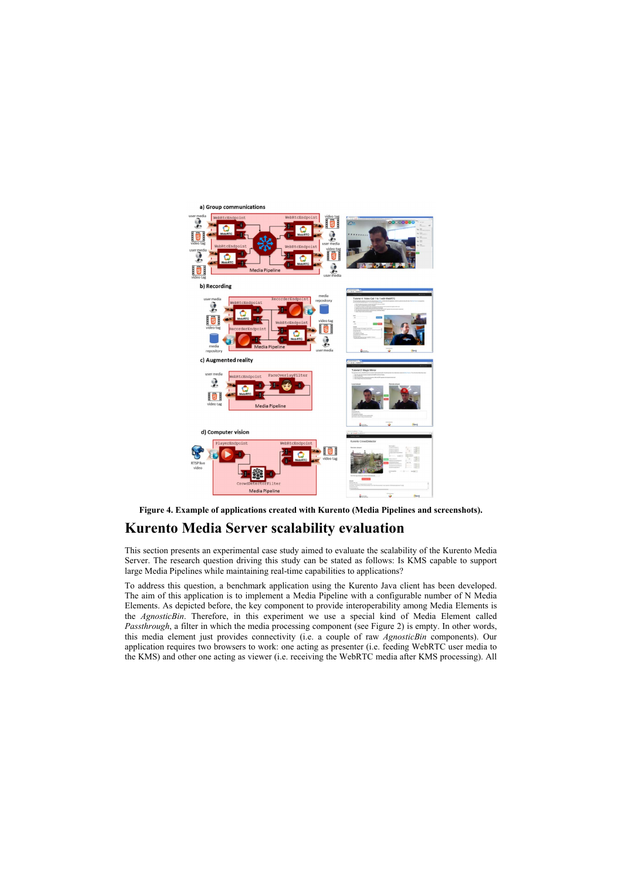Figure 4. Example of applications created with Kurento (Media Pipelines and screenshots).

# Kurento Media Server scalability evaluation

This section presents an experimental case study aimed to evaluate the scalability of the Kurento Media Server. The research question driving this study can be stated as follows: Is KMS capable to support large Media Pipelines while maintaining real-time capabilities to applications?

To address this question, a benchmark application using the Kurento Java client has been developed. The aim of this application is to implement a Media Pipeline with a configurable number of N Media Elements. As depicted before, the key component to provide interoperability among Media Elements is the *AgnosticBin*. Therefore, in this experiment we use a special kind of Media Element called *Passthrough*, a filter in which the media processing component (see Figure 2) is empty. In other words, this media element just provides connectivity (i.e. a couple of raw *AgnosticBin* components). Our application requires two browsers to work: one acting as presenter (i.e. feeding WebRTC user media to the KMS) and other one acting as viewer (i.e. receiving the WebRTC media after KMS processing). All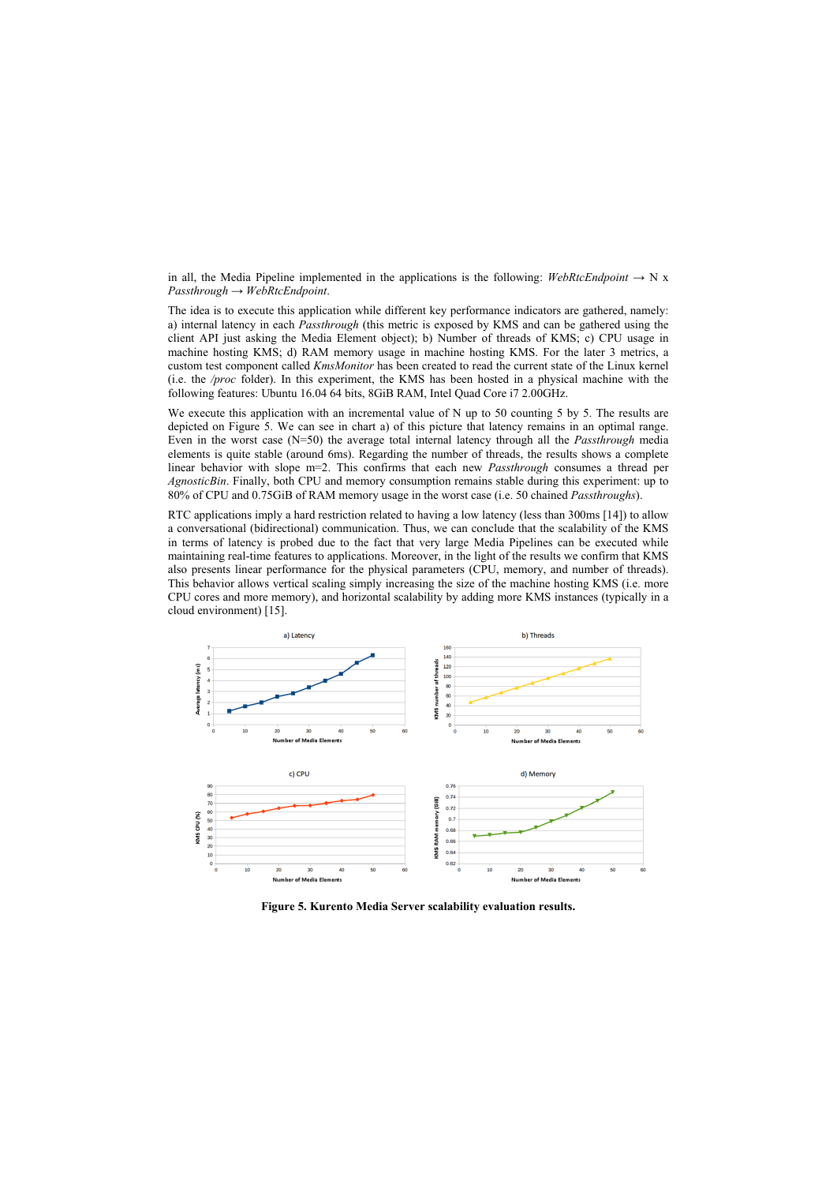in all, the Media Pipeline implemented in the applications is the following: *WebRtcEndpoint* → N x *Passthrough* → *WebRtcEndpoint*.

The idea is to execute this application while different key performance indicators are gathered, namely: a) internal latency in each *Passthrough* (this metric is exposed by KMS and can be gathered using the client API just asking the Media Element object); b) Number of threads of KMS; c) CPU usage in machine hosting KMS; d) RAM memory usage in machine hosting KMS. For the later 3 metrics, a custom test component called *KmsMonitor* has been created to read the current state of the Linux kernel (i.e. the */proc* folder). In this experiment, the KMS has been hosted in a physical machine with the following features: Ubuntu 16.04 64 bits, 8GiB RAM, Intel Quad Core i7 2.00GHz.

We execute this application with an incremental value of N up to 50 counting 5 by 5. The results are depicted on Figure 5. We can see in chart a) of this picture that latency remains in an optimal range. Even in the worst case (N=50) the average total internal latency through all the *Passthrough* media elements is quite stable (around 6ms). Regarding the number of threads, the results shows a complete linear behavior with slope m=2. This confirms that each new *Passthrough* consumes a thread per *AgnosticBin*. Finally, both CPU and memory consumption remains stable during this experiment: up to 80% of CPU and 0.75GiB of RAM memory usage in the worst case (i.e. 50 chained *Passthroughs*).

RTC applications imply a hard restriction related to having a low latency (less than 300ms [14]) to allow a conversational (bidirectional) communication. Thus, we can conclude that the scalability of the KMS in terms of latency is probed due to the fact that very large Media Pipelines can be executed while maintaining real-time features to applications. Moreover, in the light of the results we confirm that KMS also presents linear performance for the physical parameters (CPU, memory, and number of threads). This behavior allows vertical scaling simply increasing the size of the machine hosting KMS (i.e. more CPU cores and more memory), and horizontal scalability by adding more KMS instances (typically in a cloud environment) [15].

**Figure 5. Kurento Media Server scalability evaluation results.**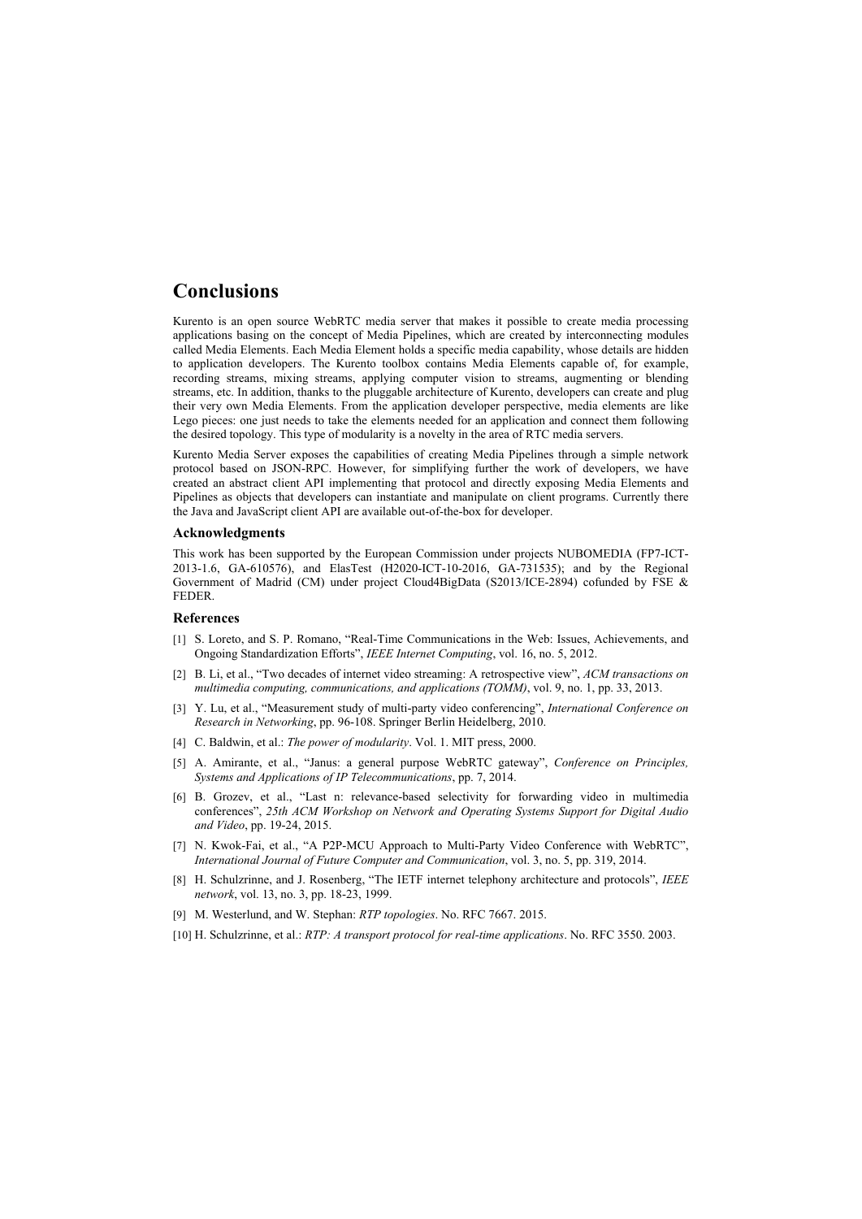# Conclusions

Kurento is an open source WebRTC media server that makes it possible to create media processing applications basing on the concept of Media Pipelines, which are created by interconnecting modules called Media Elements. Each Media Element holds a specific media capability, whose details are hidden to application developers. The Kurento toolbox contains Media Elements capable of, for example, recording streams, mixing streams, applying computer vision to streams, augmenting or blending streams, etc. In addition, thanks to the pluggable architecture of Kurento, developers can create and plug their very own Media Elements. From the application developer perspective, media elements are like Lego pieces: one just needs to take the elements needed for an application and connect them following the desired topology. This type of modularity is a novelty in the area of RTC media servers.

Kurento Media Server exposes the capabilities of creating Media Pipelines through a simple network protocol based on JSON-RPC. However, for simplifying further the work of developers, we have created an abstract client API implementing that protocol and directly exposing Media Elements and Pipelines as objects that developers can instantiate and manipulate on client programs. Currently there the Java and JavaScript client API are available out-of-the-box for developer.

### Acknowledgments

This work has been supported by the European Commission under projects NUBOMEDIA (FP7-ICT-2013-1.6, GA-610576), and ElasTest (H2020-ICT-10-2016, GA-731535); and by the Regional Government of Madrid (CM) under project Cloud4BigData (S2013/ICE-2894) cofunded by FSE & FEDER.

### References

[1] S. Loreto, and S. P. Romano, "Real-Time Communications in the Web: Issues, Achievements, and Ongoing Standardization Efforts", *IEEE Internet Computing*, vol. 16, no. 5, 2012.

[2] B. Li, et al., "Two decades of internet video streaming: A retrospective view", *ACM transactions on multimedia computing, communications, and applications (TOMM)*, vol. 9, no. 1, pp. 33, 2013.

[3] Y. Lu, et al., "Measurement study of multi-party video conferencing", *International Conference on Research in Networking*, pp. 96-108. Springer Berlin Heidelberg, 2010.

[4] C. Baldwin, et al.: *The power of modularity*. Vol. 1. MIT press, 2000.

[5] A. Amirante, et al., "Janus: a general purpose WebRTC gateway", *Conference on Principles, Systems and Applications of IP Telecommunications*, pp. 7, 2014.

[6] B. Grozev, et al., "Last n: relevance-based selectivity for forwarding video in multimedia conferences", *25th ACM Workshop on Network and Operating Systems Support for Digital Audio and Video*, pp. 19-24, 2015.

[7] N. Kwok-Fai, et al., "A P2P-MCU Approach to Multi-Party Video Conference with WebRTC", *International Journal of Future Computer and Communication*, vol. 3, no. 5, pp. 319, 2014.

[8] H. Schulzrinne, and J. Rosenberg, "The IETF internet telephony architecture and protocols", *IEEE network*, vol. 13, no. 3, pp. 18-23, 1999.

[9] M. Westerlund, and W. Stephan: *RTP topologies*. No. RFC 7667. 2015.

[10] H. Schulzrinne, et al.: *RTP: A transport protocol for real-time applications*. No. RFC 3550. 2003.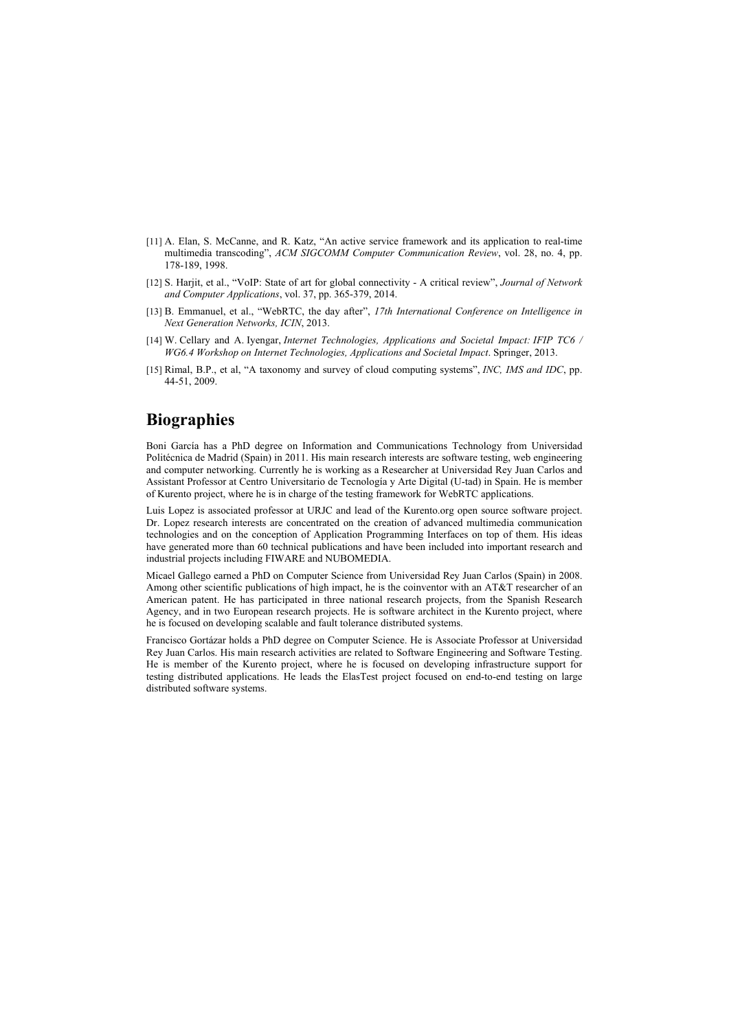[11] A. Elan, S. McCanne, and R. Katz, "An active service framework and its application to real-time multimedia transcoding", *ACM SIGCOMM Computer Communication Review*, vol. 28, no. 4, pp. 178-189, 1998.

[12] S. Harjit, et al., "VoIP: State of art for global connectivity - A critical review", *Journal of Network and Computer Applications*, vol. 37, pp. 365-379, 2014.

[13] B. Emmanuel, et al., "WebRTC, the day after", *17th International Conference on Intelligence in Next Generation Networks, ICIN*, 2013.

[14] W. Cellary and A. Iyengar, *Internet Technologies, Applications and Societal Impact: IFIP TC6 / WG6.4 Workshop on Internet Technologies, Applications and Societal Impact*. Springer, 2013.

[15] Rimal, B.P., et al, "A taxonomy and survey of cloud computing systems", *INC, IMS and IDC*, pp. 44-51, 2009.

## Biographies

Boni García has a PhD degree on Information and Communications Technology from Universidad Politécnica de Madrid (Spain) in 2011. His main research interests are software testing, web engineering and computer networking. Currently he is working as a Researcher at Universidad Rey Juan Carlos and Assistant Professor at Centro Universitario de Tecnología y Arte Digital (U-tad) in Spain. He is member of Kurento project, where he is in charge of the testing framework for WebRTC applications.

Luis Lopez is associated professor at URJC and lead of the Kurento.org open source software project. Dr. Lopez research interests are concentrated on the creation of advanced multimedia communication technologies and on the conception of Application Programming Interfaces on top of them. His ideas have generated more than 60 technical publications and have been included into important research and industrial projects including FIWARE and NUBOMEDIA.

Micael Gallego earned a PhD on Computer Science from Universidad Rey Juan Carlos (Spain) in 2008. Among other scientific publications of high impact, he is the coinventor with an AT&T researcher of an American patent. He has participated in three national research projects, from the Spanish Research Agency, and in two European research projects. He is software architect in the Kurento project, where he is focused on developing scalable and fault tolerance distributed systems.

Francisco Gortázar holds a PhD degree on Computer Science. He is Associate Professor at Universidad Rey Juan Carlos. His main research activities are related to Software Engineering and Software Testing. He is member of the Kurento project, where he is focused on developing infrastructure support for testing distributed applications. He leads the ElasTest project focused on end-to-end testing on large distributed software systems.